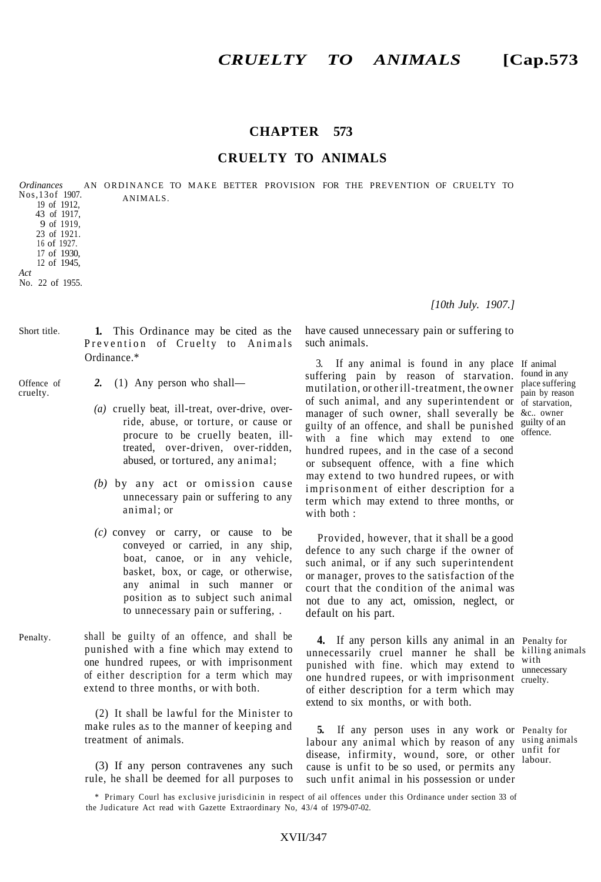# CHAPTER 573

## CRUELTY TO ANIMALS

*Ordinances* Nos, 13 of 1907. 19 of 1912, 43 of 1917, 9 of 1919, 23 of 1921. 16 of 1927. 17 of 1930, 12 of 1945, *Act* No. 22 of 1955.

AN ORDINANCE TO MAKE BETTER PROVISION FOR THE PREVENTION OF CRUELTY TO ANIMALS.

*[10th July. 1907.]*

Short title.

**1.** This Ordinance may be cited as the Prevention of Cruelty to Animals Ordinance.*

Offence of cruelty.

***2.*** (1) Any person who shall—

*(a)* cruelly beat, ill-treat, over-drive, over-ride, abuse, or torture, or cause or procure to be cruelly beaten, ill-treated, over-driven, over-ridden, abused, or tortured, any animal;

*(b)* by any act or omission cause unnecessary pain or suffering to any animal; or

*(c)* convey or carry, or cause to be conveyed or carried, in any ship, boat, canoe, or in any vehicle, basket, box, or cage, or otherwise, any animal in such manner or position as to subject such animal to unnecessary pain or suffering, .

Penalty.

shall be guilty of an offence, and shall be punished with a fine which may extend to one hundred rupees, or with imprisonment of either description for a term which may extend to three months, or with both.

(2) It shall be lawful for the Minister to make rules as to the manner of keeping and treatment of animals.

(3) If any person contravenes any such rule, he shall be deemed for all purposes to have caused unnecessary pain or suffering to such animals.

If animal found in any place suffering pain by reason of starvation, &c.. owner guilty of an offence.

3. If any animal is found in any place suffering pain by reason of starvation. mutilation, or other ill-treatment, the owner of such animal, and any superintendent or manager of such owner, shall severally be guilty of an offence, and shall be punished with a fine which may extend to one hundred rupees, and in the case of a second or subsequent offence, with a fine which may extend to two hundred rupees, or with imprisonment of either description for a term which may extend to three months, or with both :

Provided, however, that it shall be a good defence to any such charge if the owner of such animal, or if any such superintendent or manager, proves to the satisfaction of the court that the condition of the animal was not due to any act, omission, neglect, or default on his part.

Penalty for killing animals with unnecessary cruelty.

**4.** If any person kills any animal in an unnecessarily cruel manner he shall be punished with fine. which may extend to one hundred rupees, or with imprisonment of either description for a term which may extend to six months, or with both.

Penalty for using animals unfit for labour.

**5.** If any person uses in any work or labour any animal which by reason of any disease, infirmity, wound, sore, or other cause is unfit to be so used, or permits any such unfit animal in his possession or under

\* Primary Courl has exclusive jurisdicinin in respect of ail offences under this Ordinance under section 33 of the Judicature Act read with Gazette Extraordinary No, 43/4 of 1979-07-02.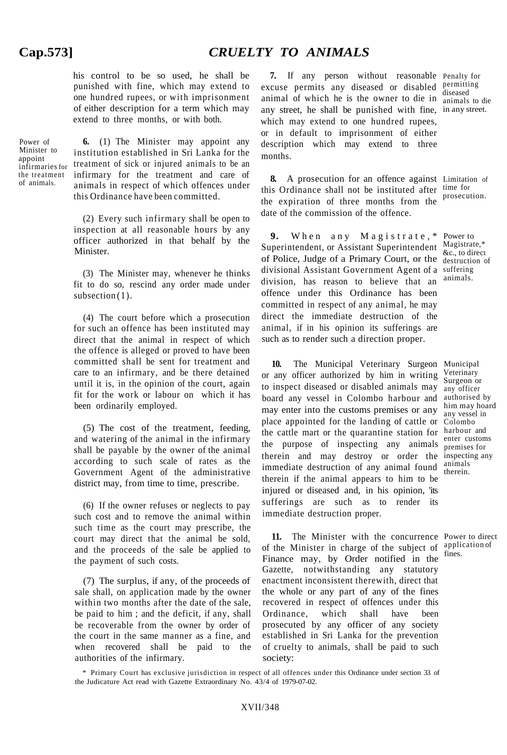his control to be so used, he shall be punished with fine, which may extend to one hundred rupees, or with imprisonment of either description for a term which may extend to three months, or with both.

*Power of Minister to appoint infirmaries for the treatment of animals.*

**6.** (1) The Minister may appoint any institution established in Sri Lanka for the treatment of sick or injured animals to be an infirmary for the treatment and care of animals in respect of which offences under this Ordinance have been committed.

(2) Every such infirmary shall be open to inspection at all reasonable hours by any officer authorized in that behalf by the Minister.

(3) The Minister may, whenever he thinks fit to do so, rescind any order made under subsection (1).

(4) The court before which a prosecution for such an offence has been instituted may direct that the animal in respect of which the offence is alleged or proved to have been committed shall be sent for treatment and care to an infirmary, and be there detained until it is, in the opinion of the court, again fit for the work or labour on which it has been ordinarily employed.

(5) The cost of the treatment, feeding, and watering of the animal in the infirmary shall be payable by the owner of the animal according to such scale of rates as the Government Agent of the administrative district may, from time to time, prescribe.

(6) If the owner refuses or neglects to pay such cost and to remove the animal within such time as the court may prescribe, the court may direct that the animal be sold, and the proceeds of the sale be applied to the payment of such costs.

(7) The surplus, if any, of the proceeds of sale shall, on application made by the owner within two months after the date of the sale, be paid to him ; and the deficit, if any, shall be recoverable from the owner by order of the court in the same manner as a fine, and when recovered shall be paid to the authorities of the infirmary.

*Penalty for permitting diseased animals to die in any street.*

**7.** If any person without reasonable excuse permits any diseased or disabled animal of which he is the owner to die in any street, he shall be punished with fine, which may extend to one hundred rupees, or in default to imprisonment of either description which may extend to three months.

*Limitation of time for prosecution.*

**8.** A prosecution for an offence against this Ordinance shall not be instituted after the expiration of three months from the date of the commission of the offence.

*Power to Magistrate,* &c., to direct destruction of suffering animals.*

**9.** When any Magistrate,* Superintendent, or Assistant Superintendent of Police, Judge of a Primary Court, or the divisional Assistant Government Agent of a division, has reason to believe that an offence under this Ordinance has been committed in respect of any animal, he may direct the immediate destruction of the animal, if in his opinion its sufferings are such as to render such a direction proper.

*Municipal Veterinary Surgeon or any officer authorised by him may hoard any vessel in Colombo harbour and enter customs premises for inspecting any animals therein.*

**10.** The Municipal Veterinary Surgeon or any officer authorized by him in writing to inspect diseased or disabled animals may board any vessel in Colombo harbour and may enter into the customs premises or any place appointed for the landing of cattle or the cattle mart or the quarantine station for the purpose of inspecting any animals therein and may destroy or order the immediate destruction of any animal found therein if the animal appears to him to be injured or diseased and, in his opinion, 'its sufferings are such as to render its immediate destruction proper.

*Power to direct application of fines.*

**11.** The Minister with the concurrence of the Minister in charge of the subject of Finance may, by Order notified in the Gazette, notwithstanding any statutory enactment inconsistent therewith, direct that the whole or any part of any of the fines recovered in respect of offences under this Ordinance, which shall have been prosecuted by any officer of any society established in Sri Lanka for the prevention of cruelty to animals, shall be paid to such society:

\* Primary Court has exclusive jurisdiction in respect of all offences under this Ordinance under section 33 of the Judicature Act read with Gazette Extraordinary No. 43/4 of 1979-07-02.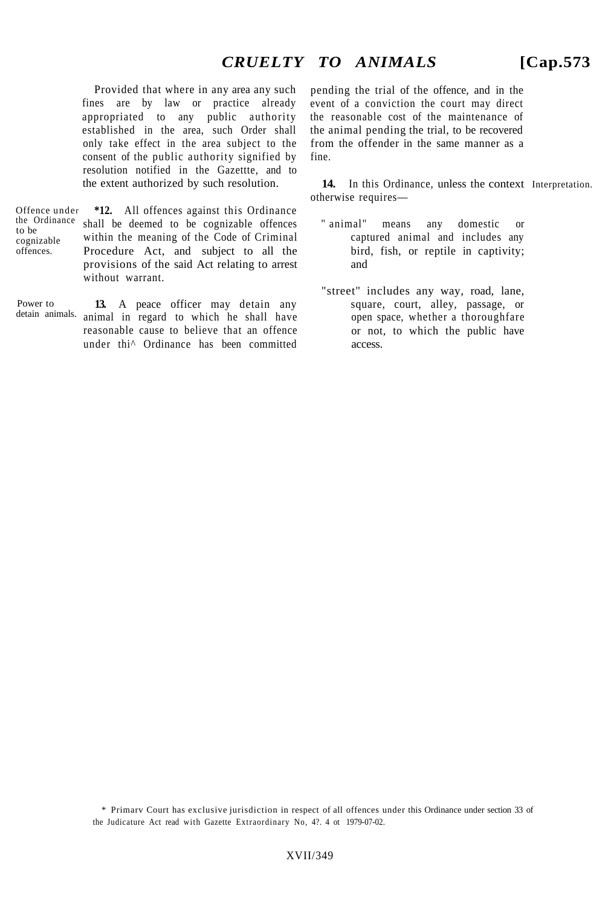Provided that where in any area any such fines are by law or practice already appropriated to any public authority established in the area, such Order shall only take effect in the area subject to the consent of the public authority signified by resolution notified in the Gazettte, and to the extent authorized by such resolution.

Offence under the Ordinance to be cognizable offences.

**\*12.** All offences against this Ordinance shall be deemed to be cognizable offences within the meaning of the Code of Criminal Procedure Act, and subject to all the provisions of the said Act relating to arrest without warrant.

Power to detain animals.

**13.** A peace officer may detain any animal in regard to which he shall have reasonable cause to believe that an offence under thi^ Ordinance has been committed pending the trial of the offence, and in the event of a conviction the court may direct the reasonable cost of the maintenance of the animal pending the trial, to be recovered from the offender in the same manner as a fine.

Interpretation.

**14.** In this Ordinance, unless the context otherwise requires—

"animal" means any domestic or captured animal and includes any bird, fish, or reptile in captivity; and

"street" includes any way, road, lane, square, court, alley, passage, or open space, whether a thoroughfare or not, to which the public have access.

\* Primarv Court has exclusive jurisdiction in respect of all offences under this Ordinance under section 33 of the Judicature Act read with Gazette Extraordinary No, 4?. 4 ot 1979-07-02.